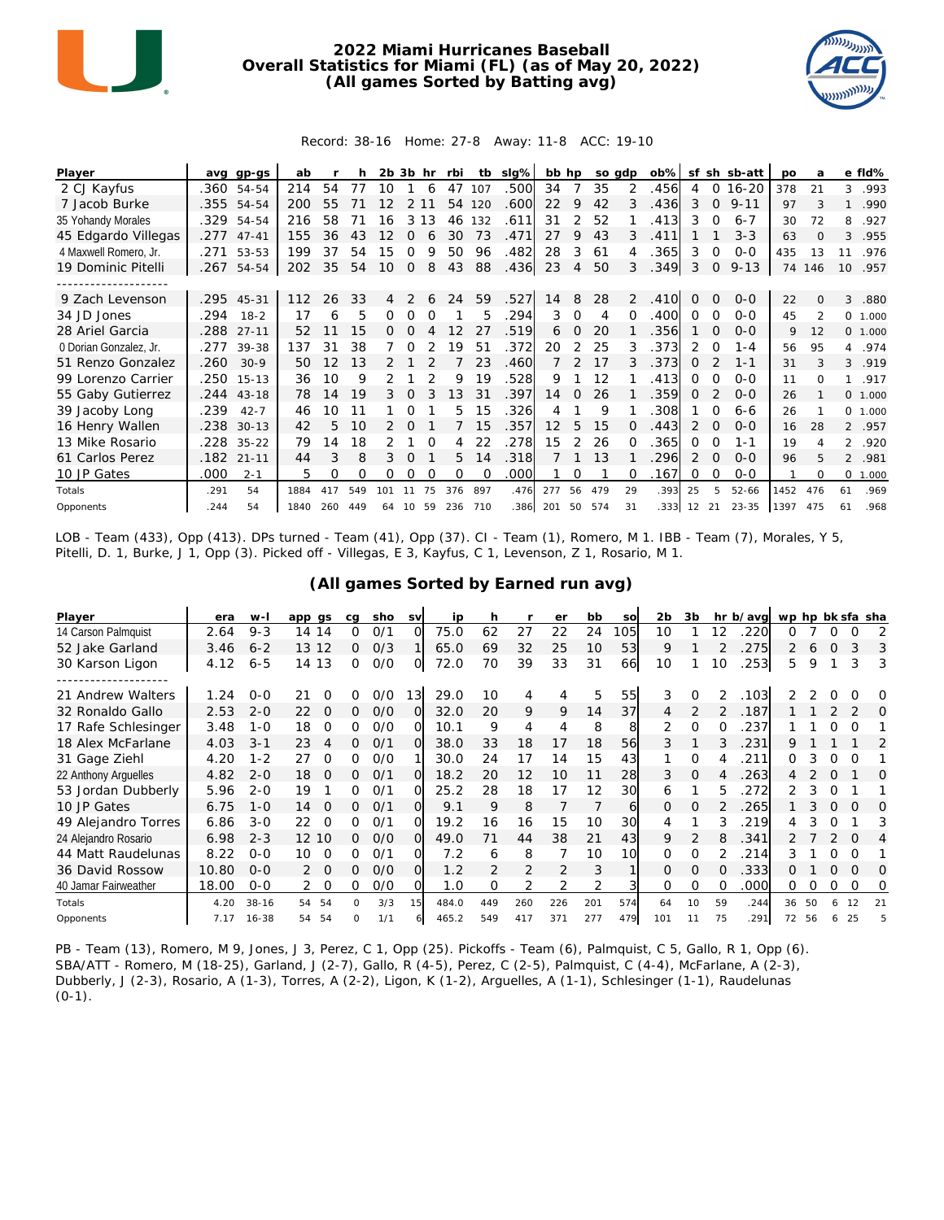# 2022 Miami Hurricanes Baseball
## Overall Statistics for Miami (FL) (as of May 20, 2022)
## (All games Sorted by Batting avg)

Record: 38-16 Home: 27-8 Away: 11-8 ACC: 19-10

| Player | avg | gp-gs | ab | r | h | 2b | 3b | hr | rbi | tb | slg% | bb | hp | so | gdp | ob% | sf | sh | sb-att | po | a | e | fld% |
|---|---|---|---|---|---|---|---|---|---|---|---|---|---|---|---|---|---|---|---|---|---|---|---|
| 2 CJ Kayfus | .360 | 54-54 | 214 | 54 | 77 | 10 | 1 | 6 | 47 | 107 | .500 | 34 | 7 | 35 | 2 | .456 | 4 | 0 | 16-20 | 378 | 21 | 3 | .993 |
| 7 Jacob Burke | .355 | 54-54 | 200 | 55 | 71 | 12 | 2 | 11 | 54 | 120 | .600 | 22 | 9 | 42 | 3 | .436 | 3 | 0 | 9-11 | 97 | 3 | 1 | .990 |
| 35 Yohandy Morales | .329 | 54-54 | 216 | 58 | 71 | 16 | 3 | 13 | 46 | 132 | .611 | 31 | 2 | 52 | 1 | .413 | 3 | 0 | 6-7 | 30 | 72 | 8 | .927 |
| 45 Edgardo Villegas | .277 | 47-41 | 155 | 36 | 43 | 12 | 0 | 6 | 30 | 73 | .471 | 27 | 9 | 43 | 3 | .411 | 1 | 1 | 3-3 | 63 | 0 | 3 | .955 |
| 4 Maxwell Romero, Jr. | .271 | 53-53 | 199 | 37 | 54 | 15 | 0 | 9 | 50 | 96 | .482 | 28 | 3 | 61 | 4 | .365 | 3 | 0 | 0-0 | 435 | 13 | 11 | .976 |
| 19 Dominic Pitelli | .267 | 54-54 | 202 | 35 | 54 | 10 | 0 | 8 | 43 | 88 | .436 | 23 | 4 | 50 | 3 | .349 | 3 | 0 | 9-13 | 74 | 146 | 10 | .957 |
| 9 Zach Levenson | .295 | 45-31 | 112 | 26 | 33 | 4 | 2 | 6 | 24 | 59 | .527 | 14 | 8 | 28 | 2 | .410 | 0 | 0 | 0-0 | 22 | 0 | 3 | .880 |
| 34 JD Jones | .294 | 18-2 | 17 | 6 | 5 | 0 | 0 | 0 | 1 | 5 | .294 | 3 | 0 | 4 | 0 | .400 | 0 | 0 | 0-0 | 45 | 2 | 0 | 1.000 |
| 28 Ariel Garcia | .288 | 27-11 | 52 | 11 | 15 | 0 | 0 | 4 | 12 | 27 | .519 | 6 | 0 | 20 | 1 | .356 | 1 | 0 | 0-0 | 9 | 12 | 0 | 1.000 |
| 0 Dorian Gonzalez, Jr. | .277 | 39-38 | 137 | 31 | 38 | 7 | 0 | 2 | 19 | 51 | .372 | 20 | 2 | 25 | 3 | .373 | 2 | 0 | 1-4 | 56 | 95 | 4 | .974 |
| 51 Renzo Gonzalez | .260 | 30-9 | 50 | 12 | 13 | 2 | 1 | 2 | 7 | 23 | .460 | 7 | 2 | 17 | 3 | .373 | 0 | 2 | 1-1 | 31 | 3 | 3 | .919 |
| 99 Lorenzo Carrier | .250 | 15-13 | 36 | 10 | 9 | 2 | 1 | 2 | 9 | 19 | .528 | 9 | 1 | 12 | 1 | .413 | 0 | 0 | 0-0 | 11 | 0 | 1 | .917 |
| 55 Gaby Gutierrez | .244 | 43-18 | 78 | 14 | 19 | 3 | 0 | 3 | 13 | 31 | .397 | 14 | 0 | 26 | 1 | .359 | 0 | 2 | 0-0 | 26 | 1 | 0 | 1.000 |
| 39 Jacoby Long | .239 | 42-7 | 46 | 10 | 11 | 1 | 0 | 1 | 5 | 15 | .326 | 4 | 1 | 9 | 1 | .308 | 1 | 0 | 6-6 | 26 | 1 | 0 | 1.000 |
| 16 Henry Wallen | .238 | 30-13 | 42 | 5 | 10 | 2 | 0 | 1 | 7 | 15 | .357 | 12 | 5 | 15 | 0 | .443 | 2 | 0 | 0-0 | 16 | 28 | 2 | .957 |
| 13 Mike Rosario | .228 | 35-22 | 79 | 14 | 18 | 2 | 1 | 0 | 4 | 22 | .278 | 15 | 2 | 26 | 0 | .365 | 0 | 0 | 1-1 | 19 | 4 | 2 | .920 |
| 61 Carlos Perez | .182 | 21-11 | 44 | 3 | 8 | 3 | 0 | 1 | 5 | 14 | .318 | 7 | 1 | 13 | 1 | .296 | 2 | 0 | 0-0 | 96 | 5 | 2 | .981 |
| 10 JP Gates | .000 | 2-1 | 5 | 0 | 0 | 0 | 0 | 0 | 0 | 0 | .000 | 1 | 0 | 1 | 0 | .167 | 0 | 0 | 0-0 | 1 | 0 | 0 | 1.000 |
| Totals | .291 | 54 | 1884 | 417 | 549 | 101 | 11 | 75 | 376 | 897 | .476 | 277 | 56 | 479 | 29 | .393 | 25 | 5 | 52-66 | 1452 | 476 | 61 | .969 |
| Opponents | .244 | 54 | 1840 | 260 | 449 | 64 | 10 | 59 | 236 | 710 | .386 | 201 | 50 | 574 | 31 | .333 | 12 | 21 | 23-35 | 1397 | 475 | 61 | .968 |

LOB - Team (433), Opp (413). DPs turned - Team (41), Opp (37). CI - Team (1), Romero, M 1. IBB - Team (7), Morales, Y 5, Pitelli, D. 1, Burke, J 1, Opp (3). Picked off - Villegas, E 3, Kayfus, C 1, Levenson, Z 1, Rosario, M 1.

## (All games Sorted by Earned run avg)

| Player | era | w-l | app | gs | cg | sho | sv | ip | h | r | er | bb | so | 2b | 3b | hr | b/avg | wp | hp | bk | sfa | sha |
|---|---|---|---|---|---|---|---|---|---|---|---|---|---|---|---|---|---|---|---|---|---|---|
| 14 Carson Palmquist | 2.64 | 9-3 | 14 | 14 | 0 | 0/1 | 0 | 75.0 | 62 | 27 | 22 | 24 | 105 | 10 | 1 | 12 | .220 | 0 | 7 | 0 | 0 | 2 |
| 52 Jake Garland | 3.46 | 6-2 | 13 | 12 | 0 | 0/3 | 1 | 65.0 | 69 | 32 | 25 | 10 | 53 | 9 | 1 | 2 | .275 | 2 | 6 | 0 | 3 | 3 |
| 30 Karson Ligon | 4.12 | 6-5 | 14 | 13 | 0 | 0/0 | 0 | 72.0 | 70 | 39 | 33 | 31 | 66 | 10 | 1 | 10 | .253 | 5 | 9 | 1 | 3 | 3 |
| 21 Andrew Walters | 1.24 | 0-0 | 21 | 0 | 0 | 0/0 | 13 | 29.0 | 10 | 4 | 4 | 5 | 55 | 3 | 0 | 2 | .103 | 2 | 2 | 0 | 0 | 0 |
| 32 Ronaldo Gallo | 2.53 | 2-0 | 22 | 0 | 0 | 0/0 | 0 | 32.0 | 20 | 9 | 9 | 14 | 37 | 4 | 2 | 2 | .187 | 1 | 1 | 2 | 2 | 0 |
| 17 Rafe Schlesinger | 3.48 | 1-0 | 18 | 0 | 0 | 0/0 | 0 | 10.1 | 9 | 4 | 4 | 8 | 8 | 2 | 0 | 0 | .237 | 1 | 1 | 0 | 0 | 1 |
| 18 Alex McFarlane | 4.03 | 3-1 | 23 | 4 | 0 | 0/1 | 0 | 38.0 | 33 | 18 | 17 | 18 | 56 | 3 | 1 | 3 | .231 | 9 | 1 | 1 | 1 | 2 |
| 31 Gage Ziehl | 4.20 | 1-2 | 27 | 0 | 0 | 0/0 | 1 | 30.0 | 24 | 17 | 14 | 15 | 43 | 1 | 0 | 4 | .211 | 0 | 3 | 0 | 0 | 1 |
| 22 Anthony Arguelles | 4.82 | 2-0 | 18 | 0 | 0 | 0/1 | 0 | 18.2 | 20 | 12 | 10 | 11 | 28 | 3 | 0 | 4 | .263 | 4 | 2 | 0 | 1 | 0 |
| 53 Jordan Dubberly | 5.96 | 2-0 | 19 | 1 | 0 | 0/1 | 0 | 25.2 | 28 | 18 | 17 | 12 | 30 | 6 | 1 | 5 | .272 | 2 | 3 | 0 | 1 | 1 |
| 10 JP Gates | 6.75 | 1-0 | 14 | 0 | 0 | 0/1 | 0 | 9.1 | 9 | 8 | 7 | 7 | 6 | 0 | 0 | 2 | .265 | 1 | 3 | 0 | 0 | 0 |
| 49 Alejandro Torres | 6.86 | 3-0 | 22 | 0 | 0 | 0/1 | 0 | 19.2 | 16 | 16 | 15 | 10 | 30 | 4 | 1 | 3 | .219 | 4 | 3 | 0 | 1 | 3 |
| 24 Alejandro Rosario | 6.98 | 2-3 | 12 | 10 | 0 | 0/0 | 0 | 49.0 | 71 | 44 | 38 | 21 | 43 | 9 | 2 | 8 | .341 | 2 | 7 | 2 | 0 | 4 |
| 44 Matt Raudelunas | 8.22 | 0-0 | 10 | 0 | 0 | 0/1 | 0 | 7.2 | 6 | 8 | 7 | 10 | 10 | 0 | 0 | 2 | .214 | 3 | 1 | 0 | 0 | 1 |
| 36 David Rossow | 10.80 | 0-0 | 2 | 0 | 0 | 0/0 | 0 | 1.2 | 2 | 2 | 2 | 3 | 1 | 0 | 0 | 0 | .333 | 0 | 1 | 0 | 0 | 0 |
| 40 Jamar Fairweather | 18.00 | 0-0 | 2 | 0 | 0 | 0/0 | 0 | 1.0 | 0 | 2 | 2 | 2 | 3 | 0 | 0 | 0 | .000 | 0 | 0 | 0 | 0 | 0 |
| Totals | 4.20 | 38-16 | 54 | 54 | 0 | 3/3 | 15 | 484.0 | 449 | 260 | 226 | 201 | 574 | 64 | 10 | 59 | .244 | 36 | 50 | 6 | 12 | 21 |
| Opponents | 7.17 | 16-38 | 54 | 54 | 0 | 1/1 | 6 | 465.2 | 549 | 417 | 371 | 277 | 479 | 101 | 11 | 75 | .291 | 72 | 56 | 6 | 25 | 5 |

PB - Team (13), Romero, M 9, Jones, J 3, Perez, C 1, Opp (25). Pickoffs - Team (6), Palmquist, C 5, Gallo, R 1, Opp (6). SBA/ATT - Romero, M (18-25), Garland, J (2-7), Gallo, R (4-5), Perez, C (2-5), Palmquist, C (4-4), McFarlane, A (2-3), Dubberly, J (2-3), Rosario, A (1-3), Torres, A (2-2), Ligon, K (1-2), Arguelles, A (1-1), Schlesinger (1-1), Raudelunas (0-1).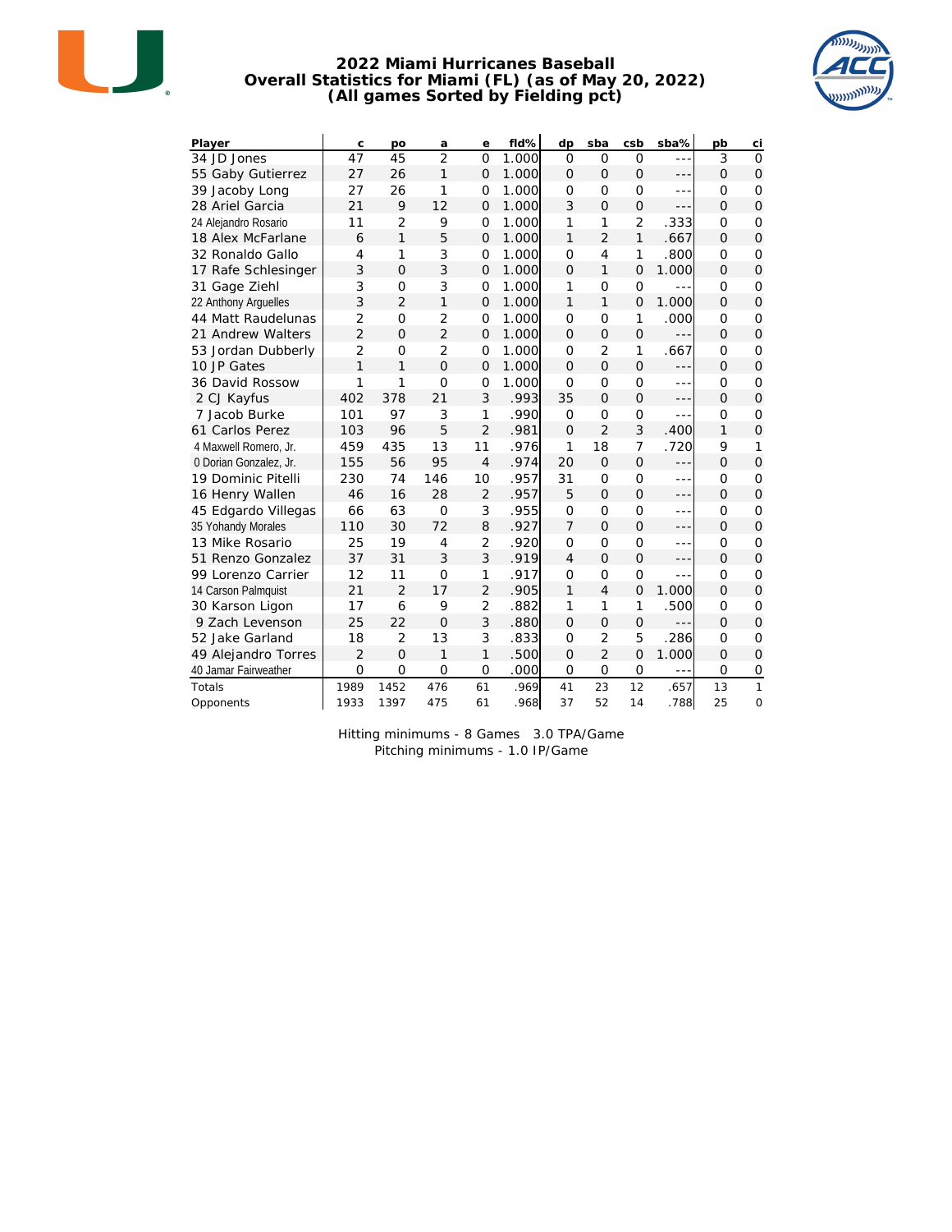# 2022 Miami Hurricanes Baseball
## Overall Statistics for Miami (FL) (as of May 20, 2022)
### (All games Sorted by Fielding pct)

| Player | c | po | a | e | fld% | dp | sba | csb | sba% | pb | ci |
|---|---|---|---|---|---|---|---|---|---|---|---|
| 34 JD Jones | 47 | 45 | 2 | 0 | 1.000 | 0 | 0 | 0 | --- | 3 | 0 |
| 55 Gaby Gutierrez | 27 | 26 | 1 | 0 | 1.000 | 0 | 0 | 0 | --- | 0 | 0 |
| 39 Jacoby Long | 27 | 26 | 1 | 0 | 1.000 | 0 | 0 | 0 | --- | 0 | 0 |
| 28 Ariel Garcia | 21 | 9 | 12 | 0 | 1.000 | 3 | 0 | 0 | --- | 0 | 0 |
| 24 Alejandro Rosario | 11 | 2 | 9 | 0 | 1.000 | 1 | 1 | 2 | .333 | 0 | 0 |
| 18 Alex McFarlane | 6 | 1 | 5 | 0 | 1.000 | 1 | 2 | 1 | .667 | 0 | 0 |
| 32 Ronaldo Gallo | 4 | 1 | 3 | 0 | 1.000 | 0 | 4 | 1 | .800 | 0 | 0 |
| 17 Rafe Schlesinger | 3 | 0 | 3 | 0 | 1.000 | 0 | 1 | 0 | 1.000 | 0 | 0 |
| 31 Gage Ziehl | 3 | 0 | 3 | 0 | 1.000 | 1 | 0 | 0 | --- | 0 | 0 |
| 22 Anthony Arguelles | 3 | 2 | 1 | 0 | 1.000 | 1 | 1 | 0 | 1.000 | 0 | 0 |
| 44 Matt Raudelunas | 2 | 0 | 2 | 0 | 1.000 | 0 | 0 | 1 | .000 | 0 | 0 |
| 21 Andrew Walters | 2 | 0 | 2 | 0 | 1.000 | 0 | 0 | 0 | --- | 0 | 0 |
| 53 Jordan Dubberly | 2 | 0 | 2 | 0 | 1.000 | 0 | 2 | 1 | .667 | 0 | 0 |
| 10 JP Gates | 1 | 1 | 0 | 0 | 1.000 | 0 | 0 | 0 | --- | 0 | 0 |
| 36 David Rossow | 1 | 1 | 0 | 0 | 1.000 | 0 | 0 | 0 | --- | 0 | 0 |
| 2 CJ Kayfus | 402 | 378 | 21 | 3 | .993 | 35 | 0 | 0 | --- | 0 | 0 |
| 7 Jacob Burke | 101 | 97 | 3 | 1 | .990 | 0 | 0 | 0 | --- | 0 | 0 |
| 61 Carlos Perez | 103 | 96 | 5 | 2 | .981 | 0 | 2 | 3 | .400 | 1 | 0 |
| 4 Maxwell Romero, Jr. | 459 | 435 | 13 | 11 | .976 | 1 | 18 | 7 | .720 | 9 | 1 |
| 0 Dorian Gonzalez, Jr. | 155 | 56 | 95 | 4 | .974 | 20 | 0 | 0 | --- | 0 | 0 |
| 19 Dominic Pitelli | 230 | 74 | 146 | 10 | .957 | 31 | 0 | 0 | --- | 0 | 0 |
| 16 Henry Wallen | 46 | 16 | 28 | 2 | .957 | 5 | 0 | 0 | --- | 0 | 0 |
| 45 Edgardo Villegas | 66 | 63 | 0 | 3 | .955 | 0 | 0 | 0 | --- | 0 | 0 |
| 35 Yohandy Morales | 110 | 30 | 72 | 8 | .927 | 7 | 0 | 0 | --- | 0 | 0 |
| 13 Mike Rosario | 25 | 19 | 4 | 2 | .920 | 0 | 0 | 0 | --- | 0 | 0 |
| 51 Renzo Gonzalez | 37 | 31 | 3 | 3 | .919 | 4 | 0 | 0 | --- | 0 | 0 |
| 99 Lorenzo Carrier | 12 | 11 | 0 | 1 | .917 | 0 | 0 | 0 | --- | 0 | 0 |
| 14 Carson Palmquist | 21 | 2 | 17 | 2 | .905 | 1 | 4 | 0 | 1.000 | 0 | 0 |
| 30 Karson Ligon | 17 | 6 | 9 | 2 | .882 | 1 | 1 | 1 | .500 | 0 | 0 |
| 9 Zach Levenson | 25 | 22 | 0 | 3 | .880 | 0 | 0 | 0 | --- | 0 | 0 |
| 52 Jake Garland | 18 | 2 | 13 | 3 | .833 | 0 | 2 | 5 | .286 | 0 | 0 |
| 49 Alejandro Torres | 2 | 0 | 1 | 1 | .500 | 0 | 2 | 0 | 1.000 | 0 | 0 |
| 40 Jamar Fairweather | 0 | 0 | 0 | 0 | .000 | 0 | 0 | 0 | --- | 0 | 0 |
| Totals | 1989 | 1452 | 476 | 61 | .969 | 41 | 23 | 12 | .657 | 13 | 1 |
| Opponents | 1933 | 1397 | 475 | 61 | .968 | 37 | 52 | 14 | .788 | 25 | 0 |

Hitting minimums - 8 Games 3.0 TPA/Game
Pitching minimums - 1.0 IP/Game